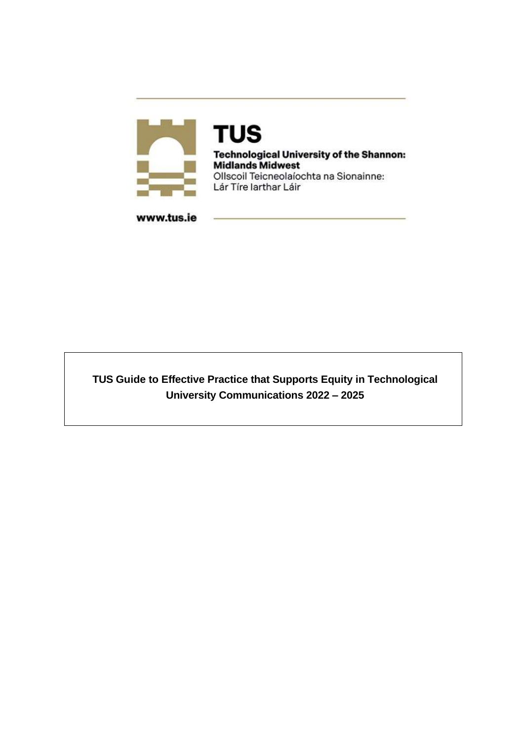TUS

**Technological University of the Shannon: Midlands Midwest**

Ollscoil Teicneolaíochta na Sionainne: Lár Tíre Iarthar Láir

www.tus.ie

# TUS Guide to Effective Practice that Supports Equity in Technological University Communications 2022 – 2025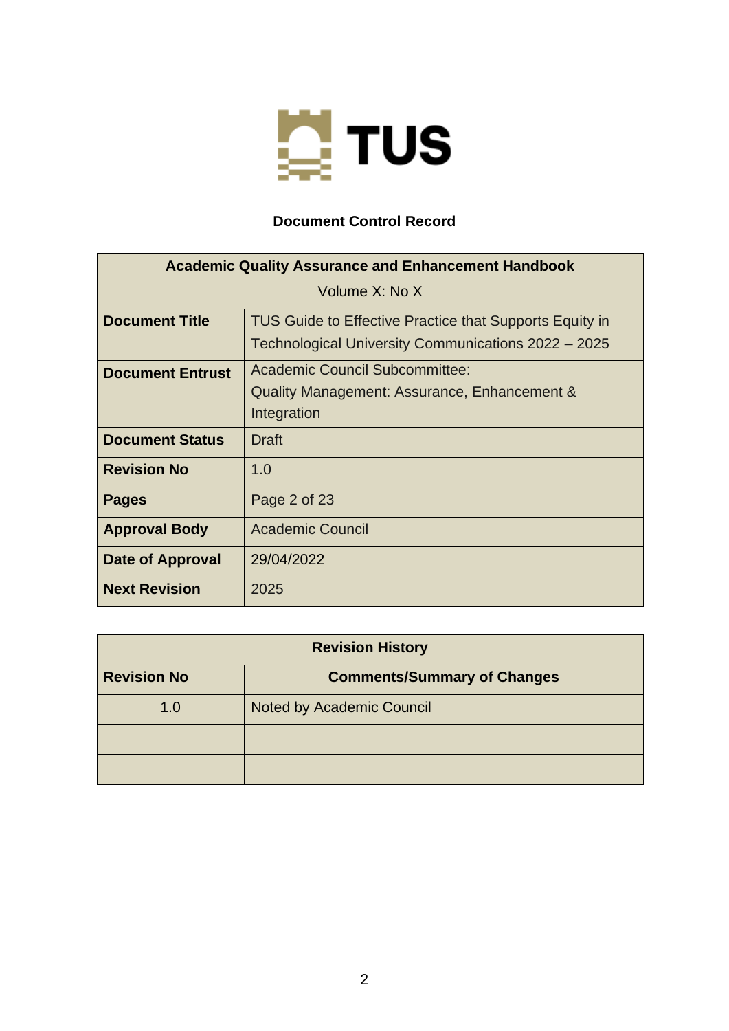TUS

**Document Control Record**

| **Academic Quality Assurance and Enhancement Handbook**<br>Volume X: No X | |
|---|---|
| **Document Title** | TUS Guide to Effective Practice that Supports Equity in Technological University Communications 2022 – 2025 |
| **Document Entrust** | Academic Council Subcommittee:<br>Quality Management: Assurance, Enhancement & Integration |
| **Document Status** | Draft |
| **Revision No** | 1.0 |
| **Pages** | Page 2 of 23 |
| **Approval Body** | Academic Council |
| **Date of Approval** | 29/04/2022 |
| **Next Revision** | 2025 |

| **Revision History** | |
|---|---|
| **Revision No** | **Comments/Summary of Changes** |
| 1.0 | Noted by Academic Council |
| | |
| | |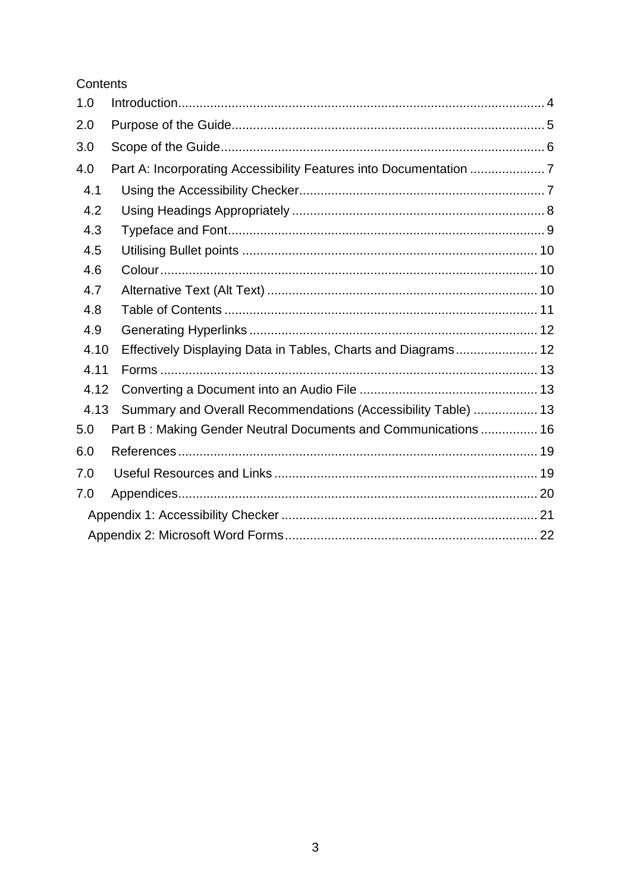Contents

1.0 Introduction .... 4

2.0 Purpose of the Guide .... 5

3.0 Scope of the Guide .... 6

4.0 Part A: Incorporating Accessibility Features into Documentation .... 7

- 4.1 Using the Accessibility Checker .... 7
- 4.2 Using Headings Appropriately .... 8
- 4.3 Typeface and Font .... 9
- 4.5 Utilising Bullet points .... 10
- 4.6 Colour .... 10
- 4.7 Alternative Text (Alt Text) .... 10
- 4.8 Table of Contents .... 11
- 4.9 Generating Hyperlinks .... 12
- 4.10 Effectively Displaying Data in Tables, Charts and Diagrams .... 12
- 4.11 Forms .... 13
- 4.12 Converting a Document into an Audio File .... 13
- 4.13 Summary and Overall Recommendations (Accessibility Table) .... 13

5.0 Part B : Making Gender Neutral Documents and Communications .... 16

6.0 References .... 19

7.0 Useful Resources and Links .... 19

7.0 Appendices .... 20

- Appendix 1: Accessibility Checker .... 21
- Appendix 2: Microsoft Word Forms .... 22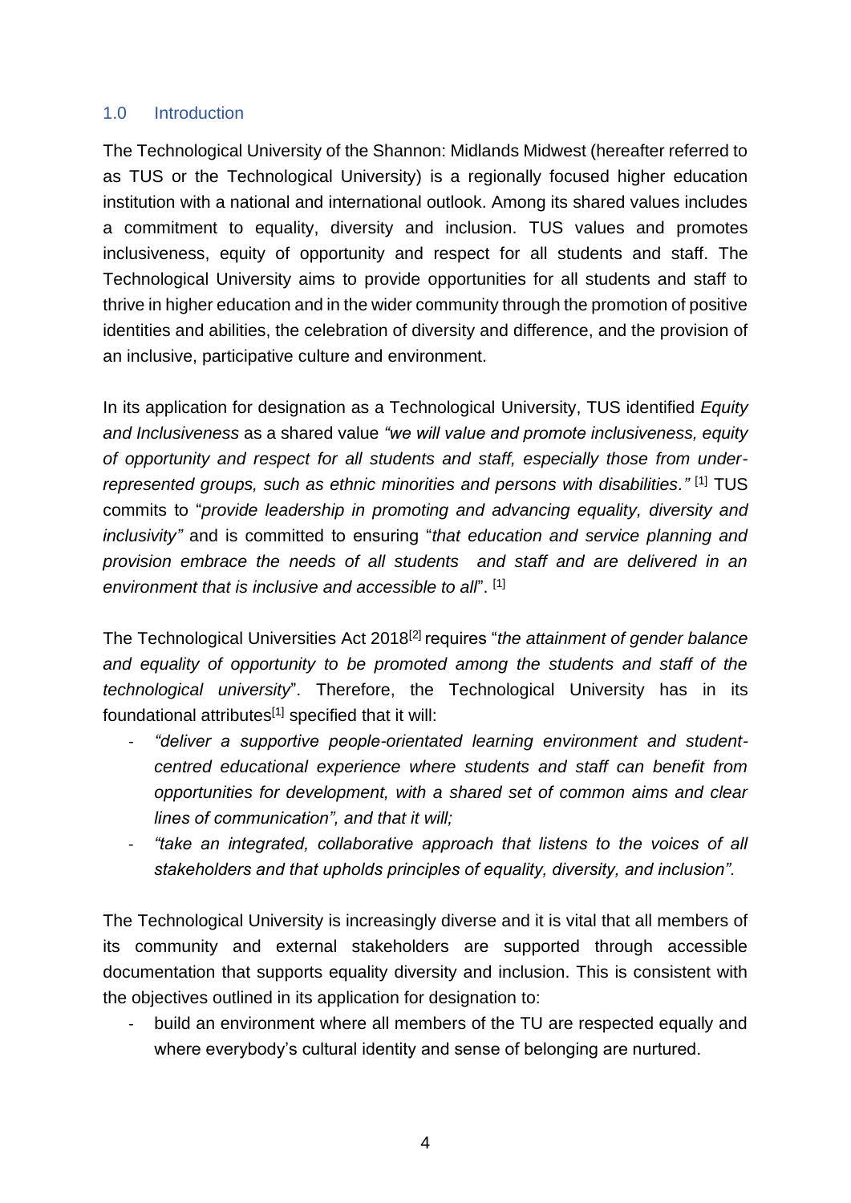## 1.0 Introduction

The Technological University of the Shannon: Midlands Midwest (hereafter referred to as TUS or the Technological University) is a regionally focused higher education institution with a national and international outlook. Among its shared values includes a commitment to equality, diversity and inclusion. TUS values and promotes inclusiveness, equity of opportunity and respect for all students and staff. The Technological University aims to provide opportunities for all students and staff to thrive in higher education and in the wider community through the promotion of positive identities and abilities, the celebration of diversity and difference, and the provision of an inclusive, participative culture and environment.

In its application for designation as a Technological University, TUS identified *Equity and Inclusiveness* as a shared value *"we will value and promote inclusiveness, equity of opportunity and respect for all students and staff, especially those from under-represented groups, such as ethnic minorities and persons with disabilities."* [1] TUS commits to "*provide leadership in promoting and advancing equality, diversity and inclusivity"* and is committed to ensuring "*that education and service planning and provision embrace the needs of all students and staff and are delivered in an environment that is inclusive and accessible to all*". [1]

The Technological Universities Act 2018[2] requires "*the attainment of gender balance and equality of opportunity to be promoted among the students and staff of the technological university*". Therefore, the Technological University has in its foundational attributes[1] specified that it will:

- *"deliver a supportive people-orientated learning environment and student-centred educational experience where students and staff can benefit from opportunities for development, with a shared set of common aims and clear lines of communication", and that it will;*
- *"take an integrated, collaborative approach that listens to the voices of all stakeholders and that upholds principles of equality, diversity, and inclusion".*

The Technological University is increasingly diverse and it is vital that all members of its community and external stakeholders are supported through accessible documentation that supports equality diversity and inclusion. This is consistent with the objectives outlined in its application for designation to:

- build an environment where all members of the TU are respected equally and where everybody's cultural identity and sense of belonging are nurtured.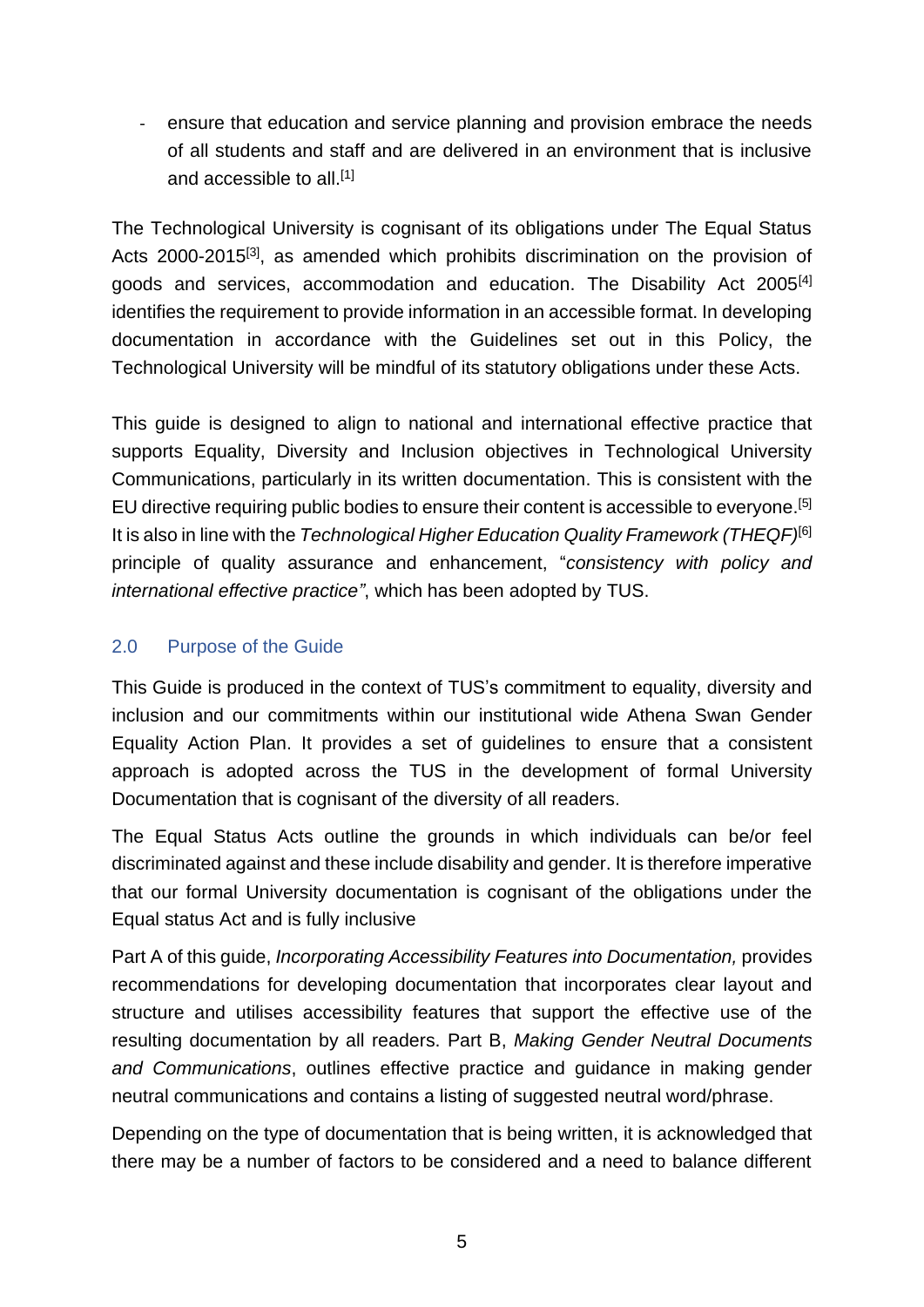- ensure that education and service planning and provision embrace the needs of all students and staff and are delivered in an environment that is inclusive and accessible to all.[1]

The Technological University is cognisant of its obligations under The Equal Status Acts 2000-2015[3], as amended which prohibits discrimination on the provision of goods and services, accommodation and education. The Disability Act 2005[4] identifies the requirement to provide information in an accessible format. In developing documentation in accordance with the Guidelines set out in this Policy, the Technological University will be mindful of its statutory obligations under these Acts.

This guide is designed to align to national and international effective practice that supports Equality, Diversity and Inclusion objectives in Technological University Communications, particularly in its written documentation. This is consistent with the EU directive requiring public bodies to ensure their content is accessible to everyone.[5] It is also in line with the *Technological Higher Education Quality Framework (THEQF)*[6] principle of quality assurance and enhancement, "*consistency with policy and international effective practice"*, which has been adopted by TUS.

## 2.0 Purpose of the Guide

This Guide is produced in the context of TUS's commitment to equality, diversity and inclusion and our commitments within our institutional wide Athena Swan Gender Equality Action Plan. It provides a set of guidelines to ensure that a consistent approach is adopted across the TUS in the development of formal University Documentation that is cognisant of the diversity of all readers.

The Equal Status Acts outline the grounds in which individuals can be/or feel discriminated against and these include disability and gender. It is therefore imperative that our formal University documentation is cognisant of the obligations under the Equal status Act and is fully inclusive

Part A of this guide, *Incorporating Accessibility Features into Documentation,* provides recommendations for developing documentation that incorporates clear layout and structure and utilises accessibility features that support the effective use of the resulting documentation by all readers. Part B, *Making Gender Neutral Documents and Communications*, outlines effective practice and guidance in making gender neutral communications and contains a listing of suggested neutral word/phrase.

Depending on the type of documentation that is being written, it is acknowledged that there may be a number of factors to be considered and a need to balance different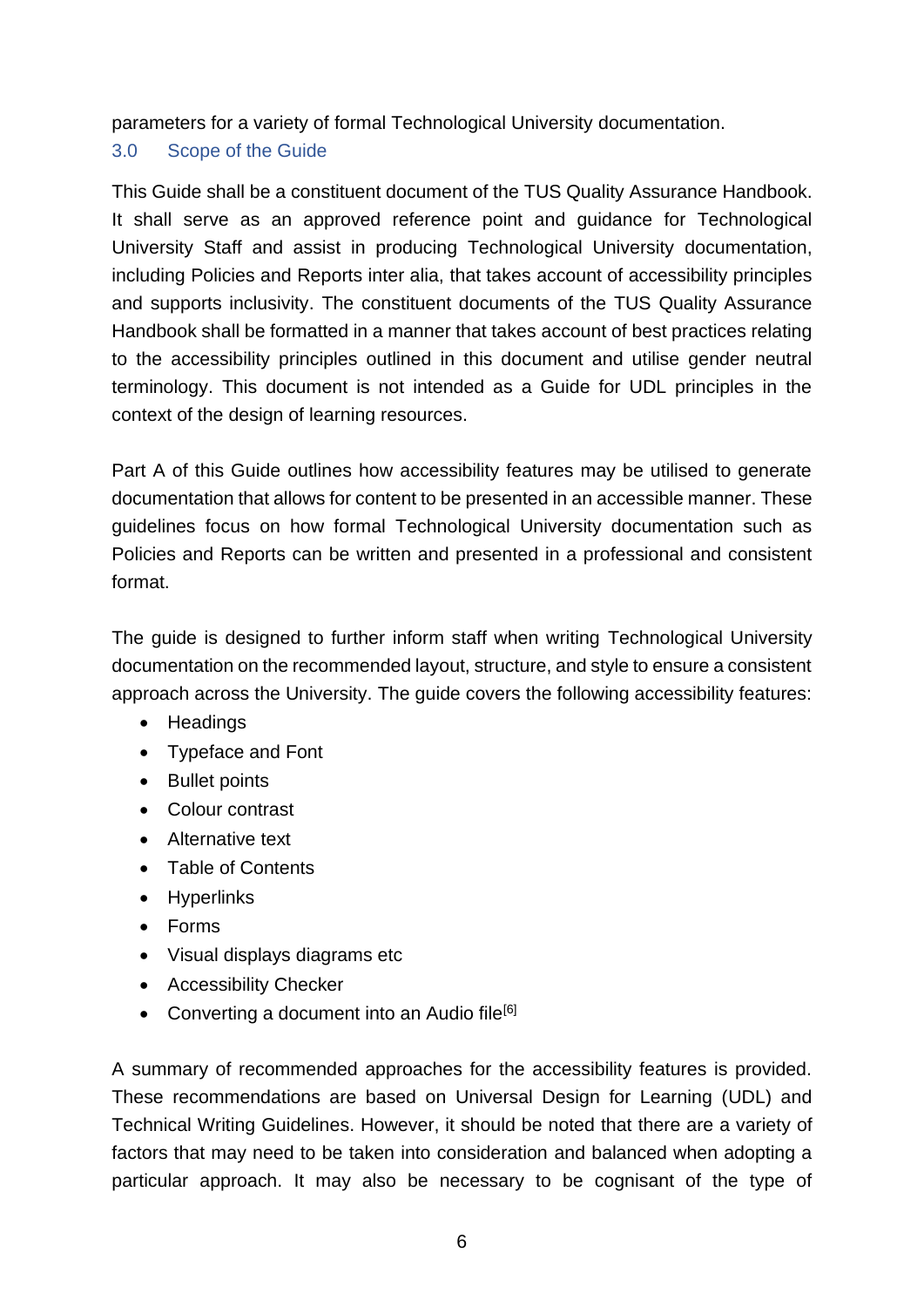parameters for a variety of formal Technological University documentation.

## 3.0 Scope of the Guide

This Guide shall be a constituent document of the TUS Quality Assurance Handbook. It shall serve as an approved reference point and guidance for Technological University Staff and assist in producing Technological University documentation, including Policies and Reports inter alia, that takes account of accessibility principles and supports inclusivity. The constituent documents of the TUS Quality Assurance Handbook shall be formatted in a manner that takes account of best practices relating to the accessibility principles outlined in this document and utilise gender neutral terminology. This document is not intended as a Guide for UDL principles in the context of the design of learning resources.

Part A of this Guide outlines how accessibility features may be utilised to generate documentation that allows for content to be presented in an accessible manner. These guidelines focus on how formal Technological University documentation such as Policies and Reports can be written and presented in a professional and consistent format.

The guide is designed to further inform staff when writing Technological University documentation on the recommended layout, structure, and style to ensure a consistent approach across the University. The guide covers the following accessibility features:

- Headings
- Typeface and Font
- Bullet points
- Colour contrast
- Alternative text
- Table of Contents
- Hyperlinks
- Forms
- Visual displays diagrams etc
- Accessibility Checker
- Converting a document into an Audio file[6]

A summary of recommended approaches for the accessibility features is provided. These recommendations are based on Universal Design for Learning (UDL) and Technical Writing Guidelines. However, it should be noted that there are a variety of factors that may need to be taken into consideration and balanced when adopting a particular approach. It may also be necessary to be cognisant of the type of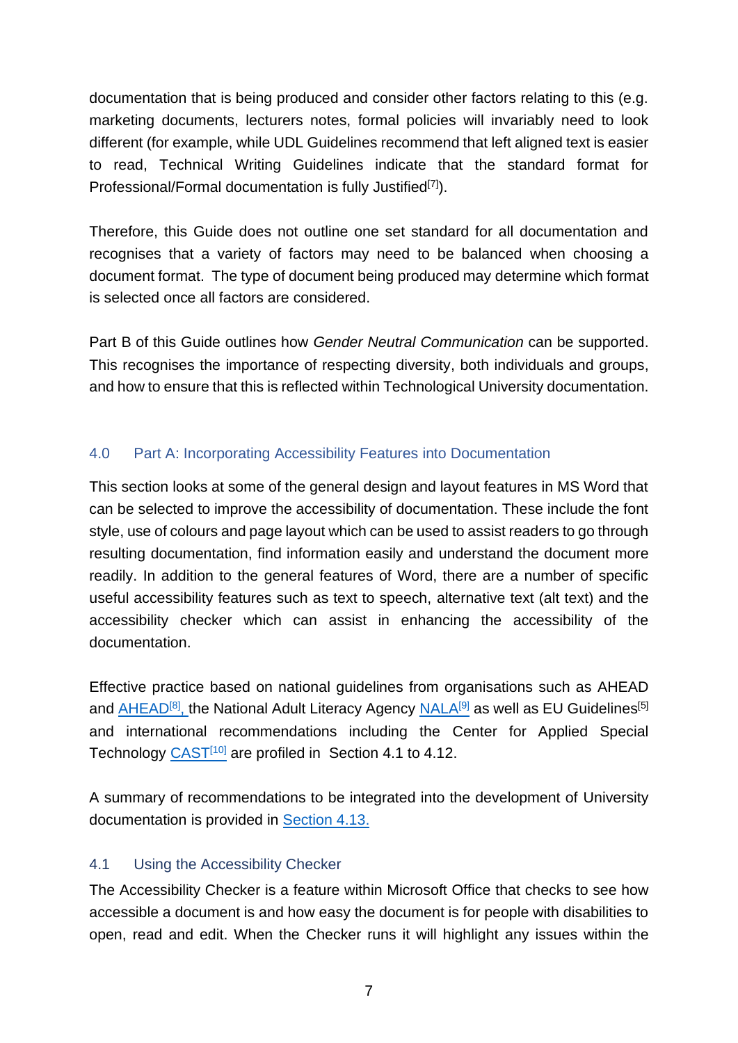documentation that is being produced and consider other factors relating to this (e.g. marketing documents, lecturers notes, formal policies will invariably need to look different (for example, while UDL Guidelines recommend that left aligned text is easier to read, Technical Writing Guidelines indicate that the standard format for Professional/Formal documentation is fully Justified[7]).

Therefore, this Guide does not outline one set standard for all documentation and recognises that a variety of factors may need to be balanced when choosing a document format. The type of document being produced may determine which format is selected once all factors are considered.

Part B of this Guide outlines how *Gender Neutral Communication* can be supported. This recognises the importance of respecting diversity, both individuals and groups, and how to ensure that this is reflected within Technological University documentation.

## 4.0 Part A: Incorporating Accessibility Features into Documentation

This section looks at some of the general design and layout features in MS Word that can be selected to improve the accessibility of documentation. These include the font style, use of colours and page layout which can be used to assist readers to go through resulting documentation, find information easily and understand the document more readily. In addition to the general features of Word, there are a number of specific useful accessibility features such as text to speech, alternative text (alt text) and the accessibility checker which can assist in enhancing the accessibility of the documentation.

Effective practice based on national guidelines from organisations such as AHEAD and AHEAD[8], the National Adult Literacy Agency NALA[9] as well as EU Guidelines[5] and international recommendations including the Center for Applied Special Technology CAST[10] are profiled in Section 4.1 to 4.12.

A summary of recommendations to be integrated into the development of University documentation is provided in Section 4.13.

### 4.1 Using the Accessibility Checker

The Accessibility Checker is a feature within Microsoft Office that checks to see how accessible a document is and how easy the document is for people with disabilities to open, read and edit. When the Checker runs it will highlight any issues within the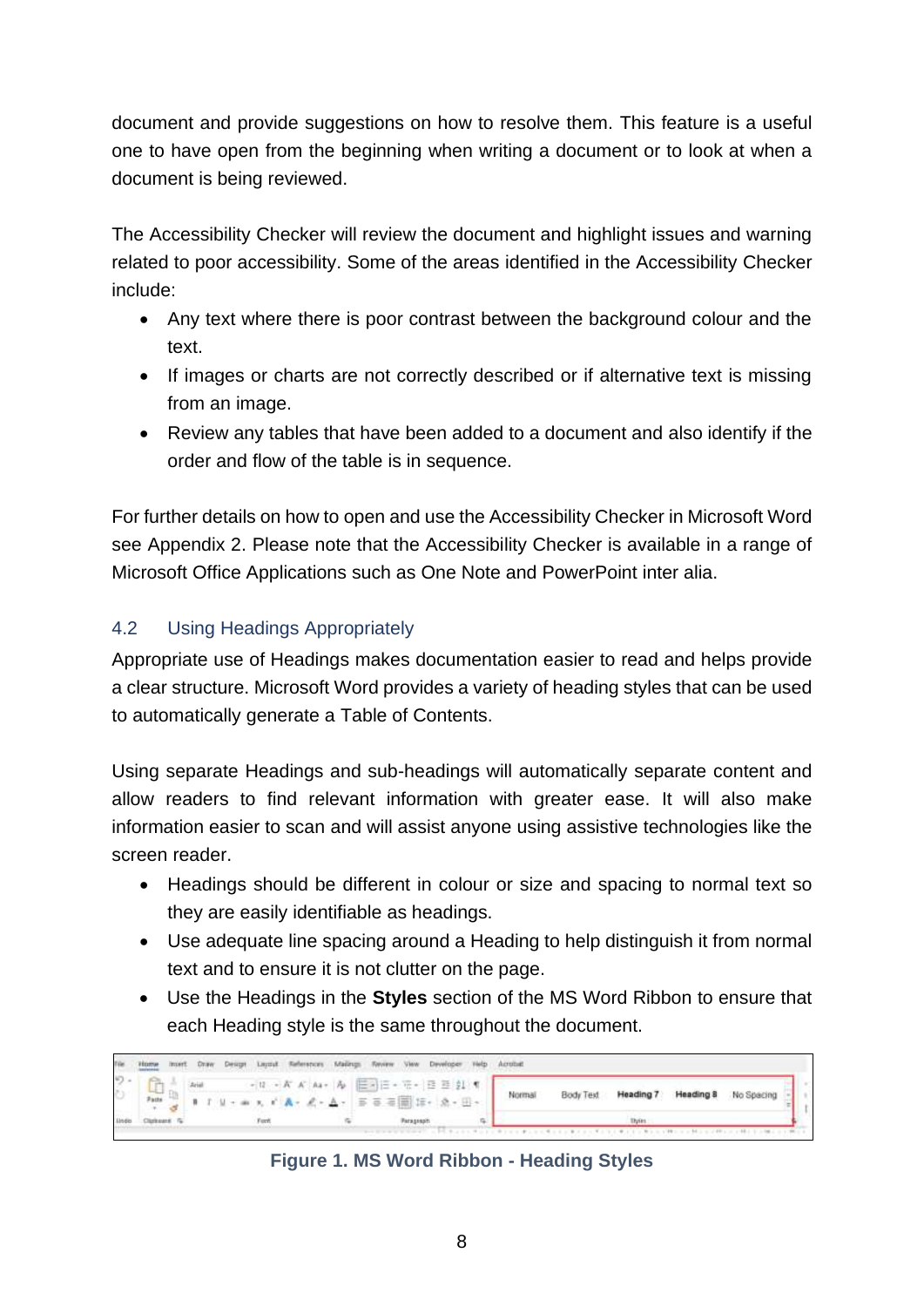document and provide suggestions on how to resolve them. This feature is a useful one to have open from the beginning when writing a document or to look at when a document is being reviewed.

The Accessibility Checker will review the document and highlight issues and warning related to poor accessibility. Some of the areas identified in the Accessibility Checker include:

- Any text where there is poor contrast between the background colour and the text.
- If images or charts are not correctly described or if alternative text is missing from an image.
- Review any tables that have been added to a document and also identify if the order and flow of the table is in sequence.

For further details on how to open and use the Accessibility Checker in Microsoft Word see Appendix 2. Please note that the Accessibility Checker is available in a range of Microsoft Office Applications such as One Note and PowerPoint inter alia.

## 4.2 Using Headings Appropriately

Appropriate use of Headings makes documentation easier to read and helps provide a clear structure. Microsoft Word provides a variety of heading styles that can be used to automatically generate a Table of Contents.

Using separate Headings and sub-headings will automatically separate content and allow readers to find relevant information with greater ease. It will also make information easier to scan and will assist anyone using assistive technologies like the screen reader.

- Headings should be different in colour or size and spacing to normal text so they are easily identifiable as headings.
- Use adequate line spacing around a Heading to help distinguish it from normal text and to ensure it is not clutter on the page.
- Use the Headings in the **Styles** section of the MS Word Ribbon to ensure that each Heading style is the same throughout the document.

**Figure 1. MS Word Ribbon - Heading Styles**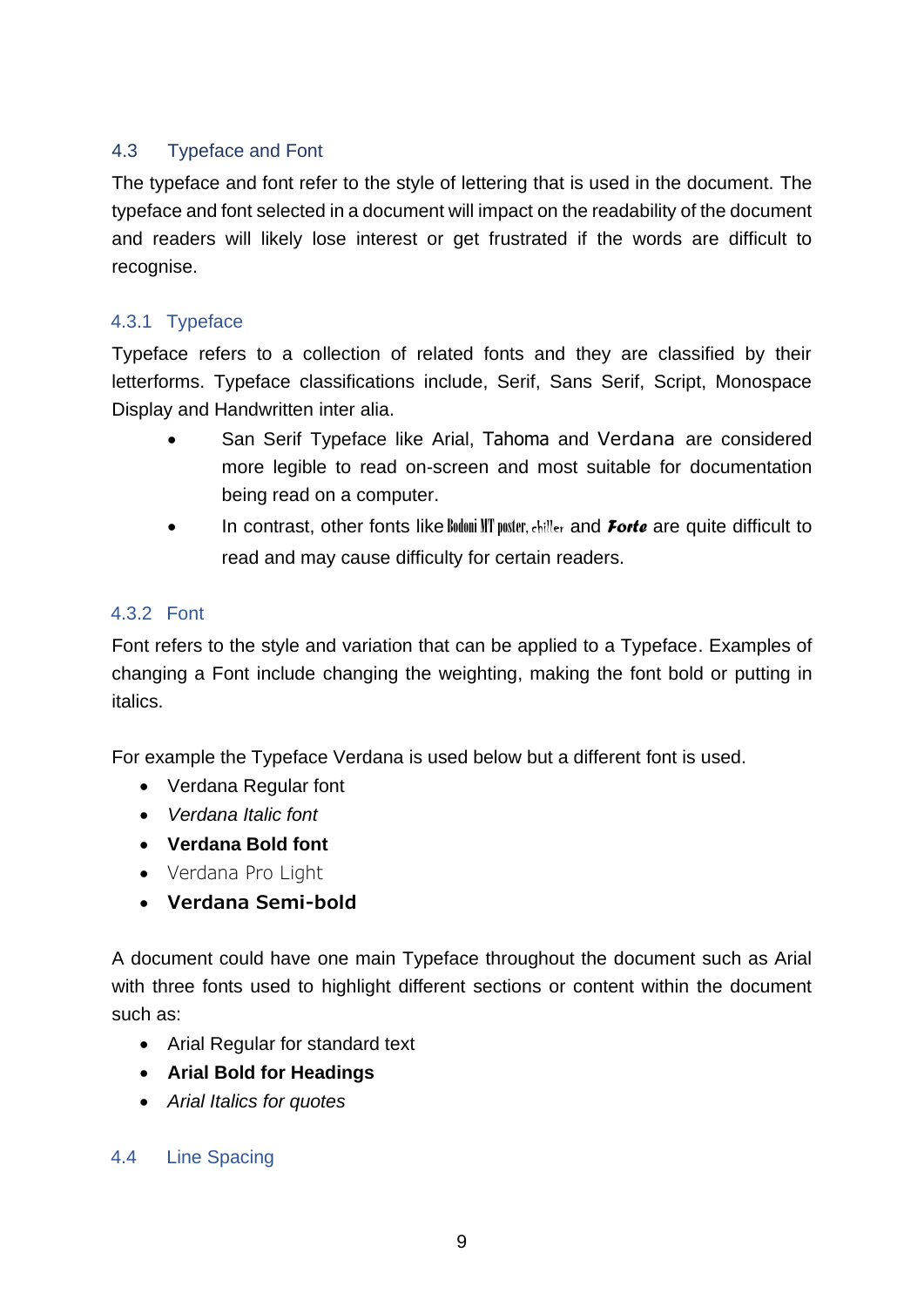## 4.3 Typeface and Font

The typeface and font refer to the style of lettering that is used in the document. The typeface and font selected in a document will impact on the readability of the document and readers will likely lose interest or get frustrated if the words are difficult to recognise.

### 4.3.1 Typeface

Typeface refers to a collection of related fonts and they are classified by their letterforms. Typeface classifications include, Serif, Sans Serif, Script, Monospace Display and Handwritten inter alia.

- San Serif Typeface like Arial, Tahoma and Verdana are considered more legible to read on-screen and most suitable for documentation being read on a computer.
- In contrast, other fonts like Bodoni MT poster, chiller and ***Forte*** are quite difficult to read and may cause difficulty for certain readers.

### 4.3.2 Font

Font refers to the style and variation that can be applied to a Typeface. Examples of changing a Font include changing the weighting, making the font bold or putting in italics.

For example the Typeface Verdana is used below but a different font is used.

- Verdana Regular font
- *Verdana Italic font*
- **Verdana Bold font**
- Verdana Pro Light
- **Verdana Semi-bold**

A document could have one main Typeface throughout the document such as Arial with three fonts used to highlight different sections or content within the document such as:

- Arial Regular for standard text
- **Arial Bold for Headings**
- *Arial Italics for quotes*

## 4.4 Line Spacing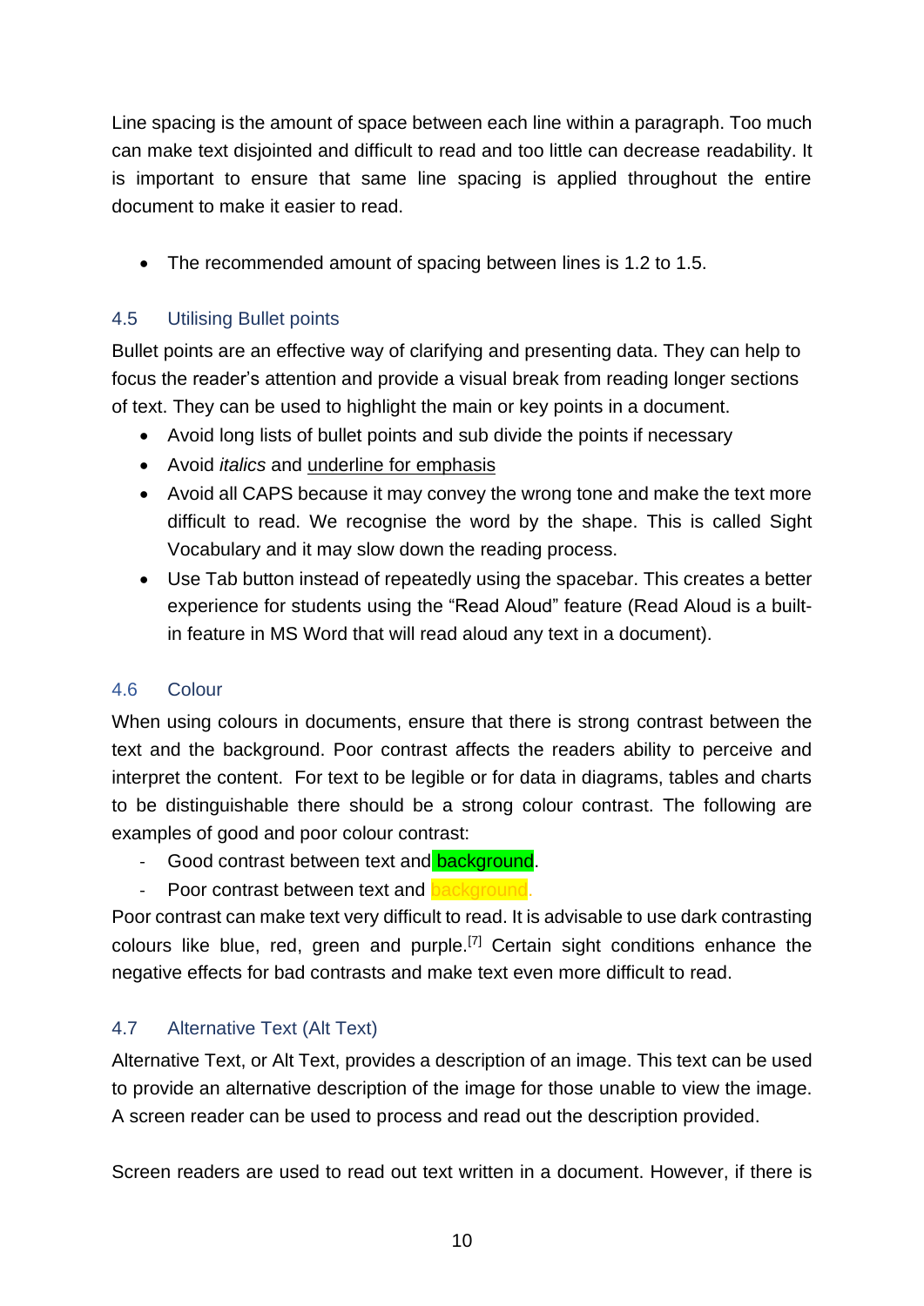Line spacing is the amount of space between each line within a paragraph. Too much can make text disjointed and difficult to read and too little can decrease readability. It is important to ensure that same line spacing is applied throughout the entire document to make it easier to read.

- The recommended amount of spacing between lines is 1.2 to 1.5.

### 4.5 Utilising Bullet points

Bullet points are an effective way of clarifying and presenting data. They can help to focus the reader's attention and provide a visual break from reading longer sections of text. They can be used to highlight the main or key points in a document.

- Avoid long lists of bullet points and sub divide the points if necessary
- Avoid *italics* and <u>underline for emphasis</u>
- Avoid all CAPS because it may convey the wrong tone and make the text more difficult to read. We recognise the word by the shape. This is called Sight Vocabulary and it may slow down the reading process.
- Use Tab button instead of repeatedly using the spacebar. This creates a better experience for students using the "Read Aloud" feature (Read Aloud is a built-in feature in MS Word that will read aloud any text in a document).

### 4.6 Colour

When using colours in documents, ensure that there is strong contrast between the text and the background. Poor contrast affects the readers ability to perceive and interpret the content. For text to be legible or for data in diagrams, tables and charts to be distinguishable there should be a strong colour contrast. The following are examples of good and poor colour contrast:

- Good contrast between text and background.
- Poor contrast between text and background.

Poor contrast can make text very difficult to read. It is advisable to use dark contrasting colours like blue, red, green and purple.[7] Certain sight conditions enhance the negative effects for bad contrasts and make text even more difficult to read.

### 4.7 Alternative Text (Alt Text)

Alternative Text, or Alt Text, provides a description of an image. This text can be used to provide an alternative description of the image for those unable to view the image. A screen reader can be used to process and read out the description provided.

Screen readers are used to read out text written in a document. However, if there is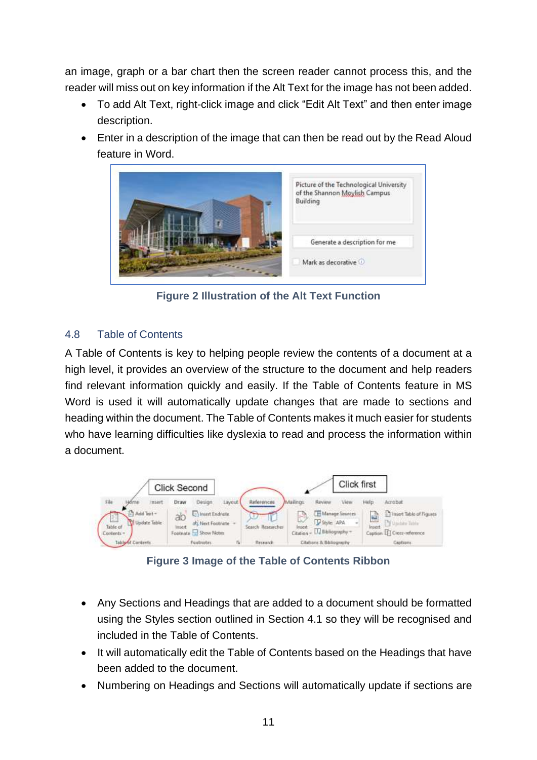an image, graph or a bar chart then the screen reader cannot process this, and the reader will miss out on key information if the Alt Text for the image has not been added.

- To add Alt Text, right-click image and click "Edit Alt Text" and then enter image description.
- Enter in a description of the image that can then be read out by the Read Aloud feature in Word.

Figure 2 Illustration of the Alt Text Function

### 4.8 Table of Contents

A Table of Contents is key to helping people review the contents of a document at a high level, it provides an overview of the structure to the document and help readers find relevant information quickly and easily. If the Table of Contents feature in MS Word is used it will automatically update changes that are made to sections and heading within the document. The Table of Contents makes it much easier for students who have learning difficulties like dyslexia to read and process the information within a document.

Figure 3 Image of the Table of Contents Ribbon

- Any Sections and Headings that are added to a document should be formatted using the Styles section outlined in Section 4.1 so they will be recognised and included in the Table of Contents.
- It will automatically edit the Table of Contents based on the Headings that have been added to the document.
- Numbering on Headings and Sections will automatically update if sections are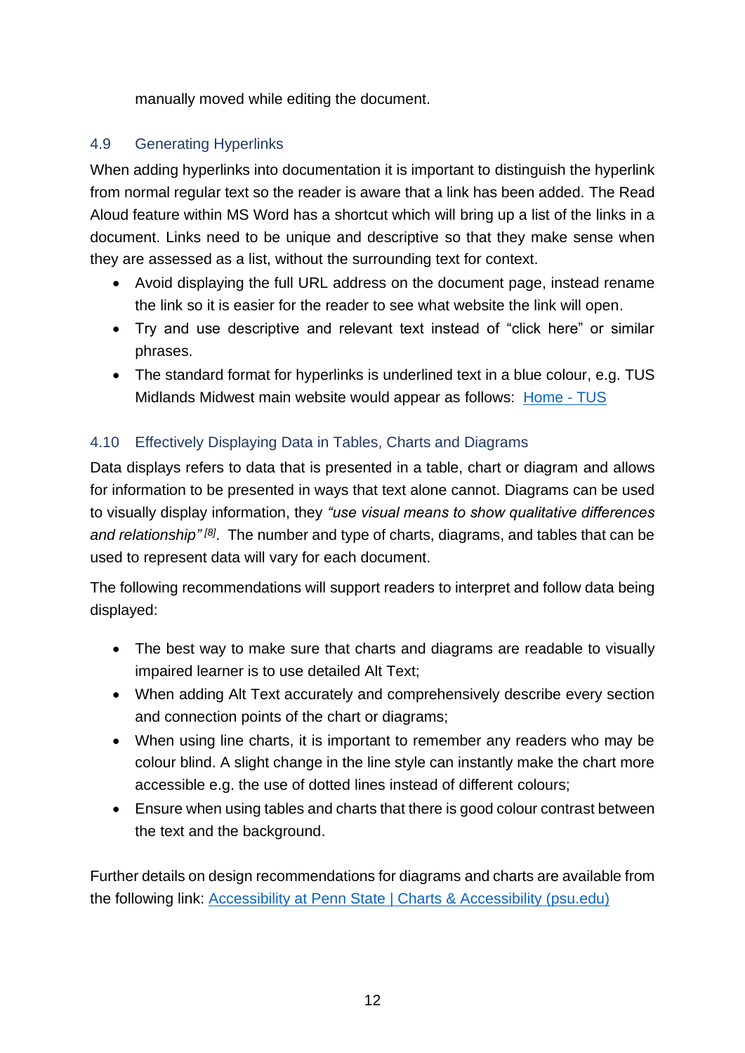manually moved while editing the document.

### 4.9 Generating Hyperlinks

When adding hyperlinks into documentation it is important to distinguish the hyperlink from normal regular text so the reader is aware that a link has been added. The Read Aloud feature within MS Word has a shortcut which will bring up a list of the links in a document. Links need to be unique and descriptive so that they make sense when they are assessed as a list, without the surrounding text for context.

- Avoid displaying the full URL address on the document page, instead rename the link so it is easier for the reader to see what website the link will open.
- Try and use descriptive and relevant text instead of “click here” or similar phrases.
- The standard format for hyperlinks is underlined text in a blue colour, e.g. TUS Midlands Midwest main website would appear as follows: Home - TUS

### 4.10 Effectively Displaying Data in Tables, Charts and Diagrams

Data displays refers to data that is presented in a table, chart or diagram and allows for information to be presented in ways that text alone cannot. Diagrams can be used to visually display information, they *“use visual means to show qualitative differences and relationship”* [8]. The number and type of charts, diagrams, and tables that can be used to represent data will vary for each document.

The following recommendations will support readers to interpret and follow data being displayed:

- The best way to make sure that charts and diagrams are readable to visually impaired learner is to use detailed Alt Text;
- When adding Alt Text accurately and comprehensively describe every section and connection points of the chart or diagrams;
- When using line charts, it is important to remember any readers who may be colour blind. A slight change in the line style can instantly make the chart more accessible e.g. the use of dotted lines instead of different colours;
- Ensure when using tables and charts that there is good colour contrast between the text and the background.

Further details on design recommendations for diagrams and charts are available from the following link: Accessibility at Penn State | Charts & Accessibility (psu.edu)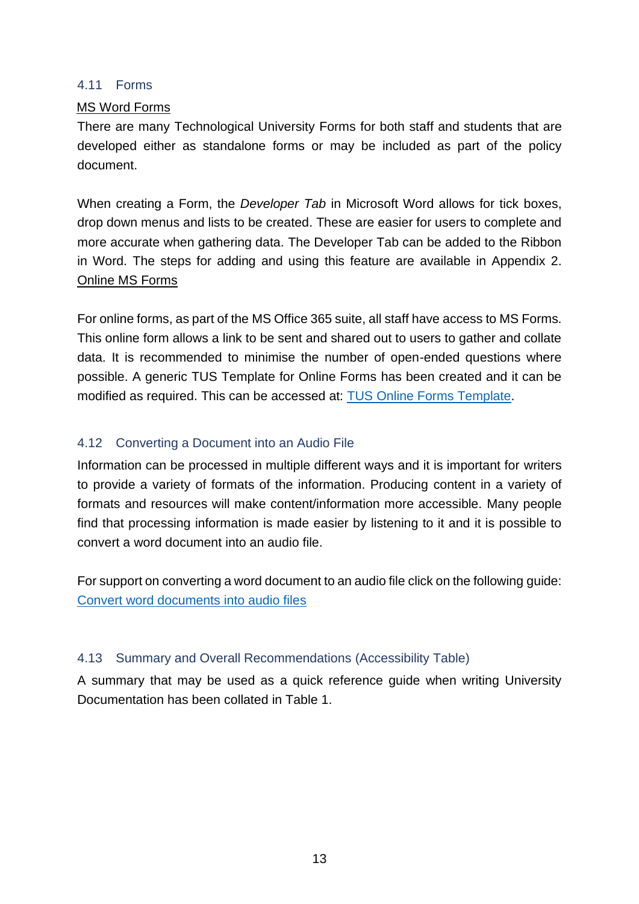### 4.11 Forms

MS Word Forms

There are many Technological University Forms for both staff and students that are developed either as standalone forms or may be included as part of the policy document.

When creating a Form, the *Developer Tab* in Microsoft Word allows for tick boxes, drop down menus and lists to be created. These are easier for users to complete and more accurate when gathering data. The Developer Tab can be added to the Ribbon in Word. The steps for adding and using this feature are available in Appendix 2.

Online MS Forms

For online forms, as part of the MS Office 365 suite, all staff have access to MS Forms. This online form allows a link to be sent and shared out to users to gather and collate data. It is recommended to minimise the number of open-ended questions where possible. A generic TUS Template for Online Forms has been created and it can be modified as required. This can be accessed at: TUS Online Forms Template.

### 4.12 Converting a Document into an Audio File

Information can be processed in multiple different ways and it is important for writers to provide a variety of formats of the information. Producing content in a variety of formats and resources will make content/information more accessible. Many people find that processing information is made easier by listening to it and it is possible to convert a word document into an audio file.

For support on converting a word document to an audio file click on the following guide: Convert word documents into audio files

### 4.13 Summary and Overall Recommendations (Accessibility Table)

A summary that may be used as a quick reference guide when writing University Documentation has been collated in Table 1.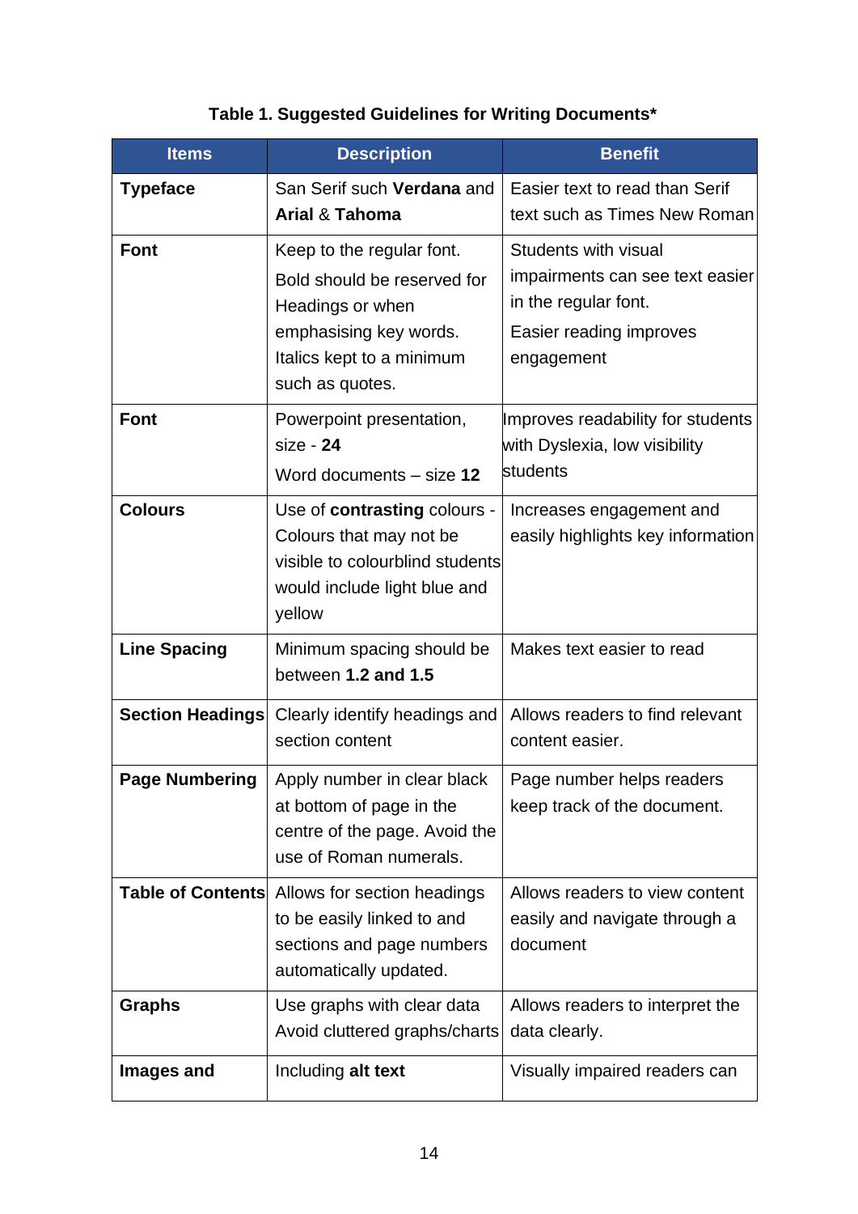**Table 1. Suggested Guidelines for Writing Documents***

| Items | Description | Benefit |
|---|---|---|
| **Typeface** | San Serif such **Verdana** and **Arial** & **Tahoma** | Easier text to read than Serif text such as Times New Roman |
| **Font** | Keep to the regular font. Bold should be reserved for Headings or when emphasising key words. Italics kept to a minimum such as quotes. | Students with visual impairments can see text easier in the regular font. Easier reading improves engagement |
| **Font** | Powerpoint presentation, size - **24** Word documents – size **12** | Improves readability for students with Dyslexia, low visibility students |
| **Colours** | Use of **contrasting** colours - Colours that may not be visible to colourblind students would include light blue and yellow | Increases engagement and easily highlights key information |
| **Line Spacing** | Minimum spacing should be between **1.2 and 1.5** | Makes text easier to read |
| **Section Headings** | Clearly identify headings and section content | Allows readers to find relevant content easier. |
| **Page Numbering** | Apply number in clear black at bottom of page in the centre of the page. Avoid the use of Roman numerals. | Page number helps readers keep track of the document. |
| **Table of Contents** | Allows for section headings to be easily linked to and sections and page numbers automatically updated. | Allows readers to view content easily and navigate through a document |
| **Graphs** | Use graphs with clear data Avoid cluttered graphs/charts | Allows readers to interpret the data clearly. |
| **Images and** | Including **alt text** | Visually impaired readers can |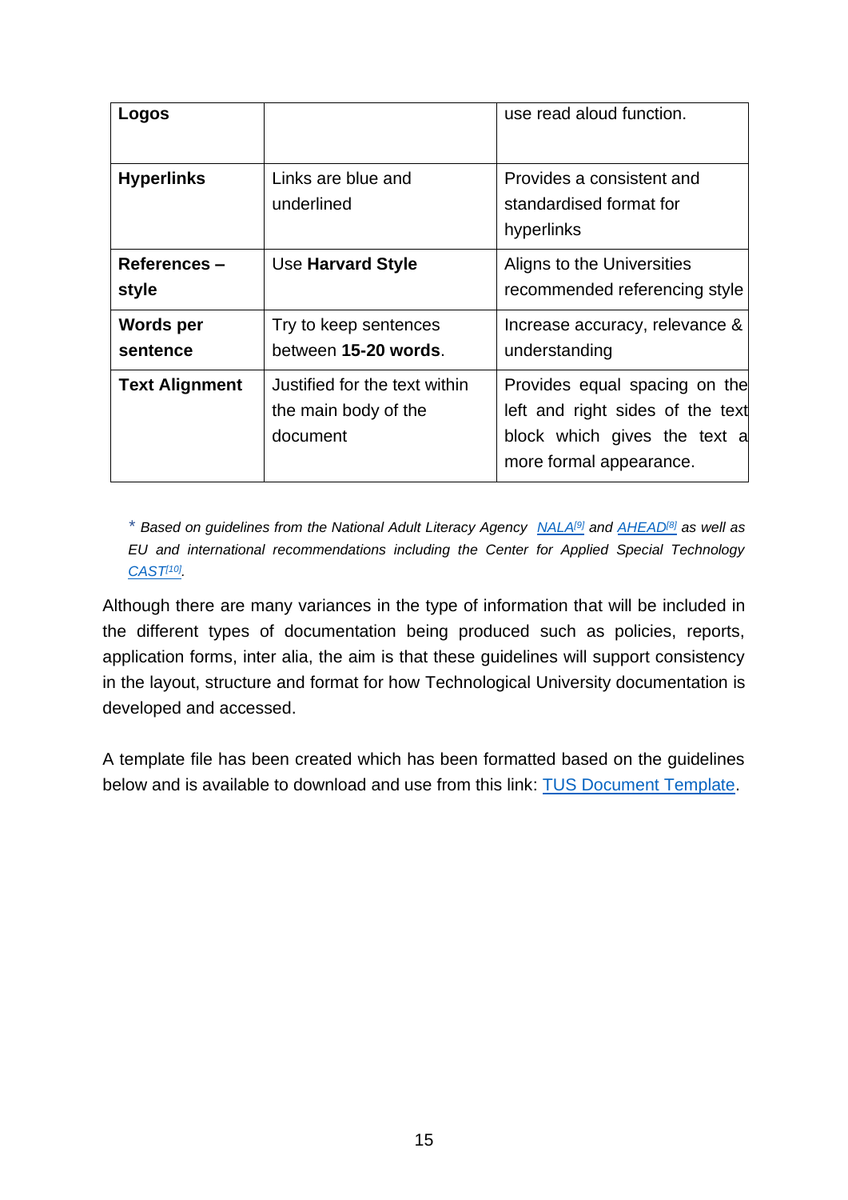| | | |
|---|---|---|
| **Logos** | | use read aloud function. |
| **Hyperlinks** | Links are blue and underlined | Provides a consistent and standardised format for hyperlinks |
| **References – style** | Use **Harvard Style** | Aligns to the Universities recommended referencing style |
| **Words per sentence** | Try to keep sentences between **15-20 words**. | Increase accuracy, relevance & understanding |
| **Text Alignment** | Justified for the text within the main body of the document | Provides equal spacing on the left and right sides of the text block which gives the text a more formal appearance. |

\* *Based on guidelines from the National Adult Literacy Agency [NALA][9] and [AHEAD][8] as well as EU and international recommendations including the Center for Applied Special Technology [CAST][10].*

Although there are many variances in the type of information that will be included in the different types of documentation being produced such as policies, reports, application forms, inter alia, the aim is that these guidelines will support consistency in the layout, structure and format for how Technological University documentation is developed and accessed.

A template file has been created which has been formatted based on the guidelines below and is available to download and use from this link: TUS Document Template.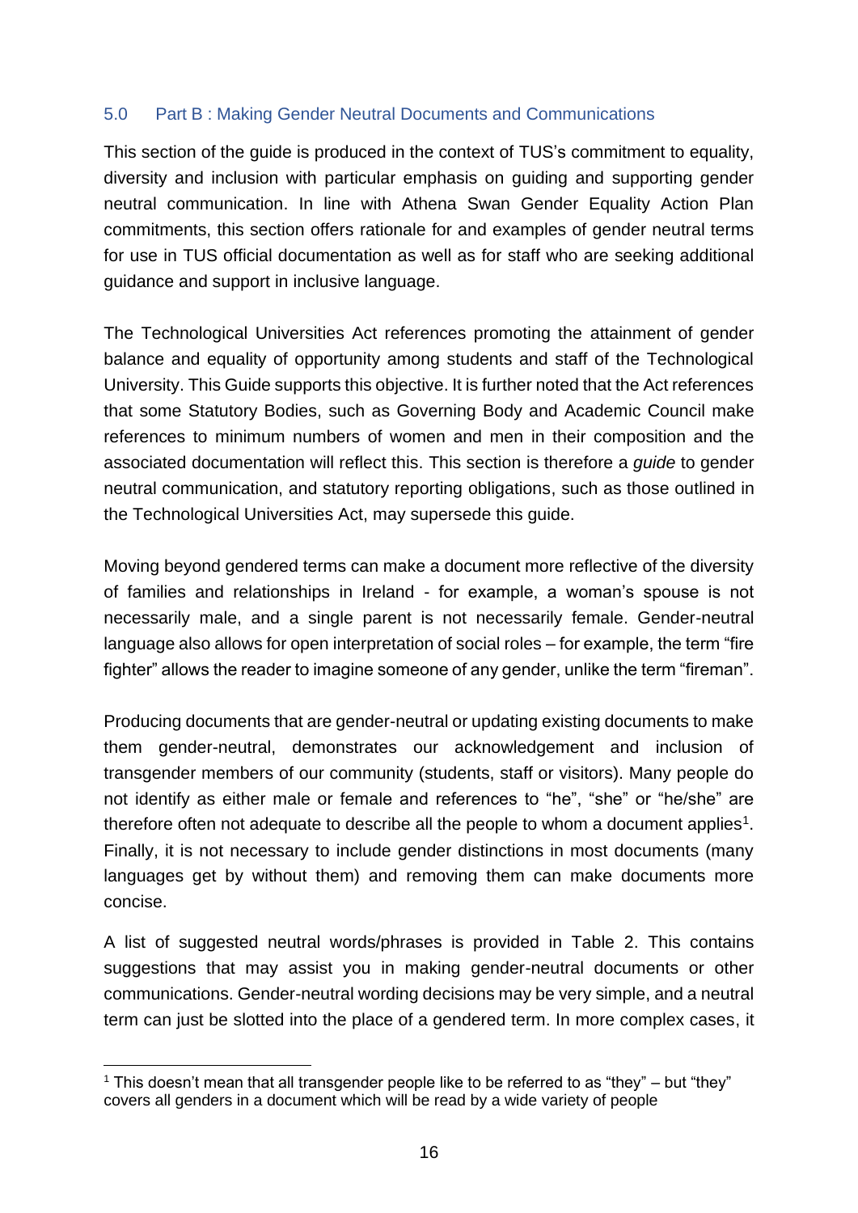## 5.0 Part B : Making Gender Neutral Documents and Communications

This section of the guide is produced in the context of TUS's commitment to equality, diversity and inclusion with particular emphasis on guiding and supporting gender neutral communication. In line with Athena Swan Gender Equality Action Plan commitments, this section offers rationale for and examples of gender neutral terms for use in TUS official documentation as well as for staff who are seeking additional guidance and support in inclusive language.

The Technological Universities Act references promoting the attainment of gender balance and equality of opportunity among students and staff of the Technological University. This Guide supports this objective. It is further noted that the Act references that some Statutory Bodies, such as Governing Body and Academic Council make references to minimum numbers of women and men in their composition and the associated documentation will reflect this. This section is therefore a *guide* to gender neutral communication, and statutory reporting obligations, such as those outlined in the Technological Universities Act, may supersede this guide.

Moving beyond gendered terms can make a document more reflective of the diversity of families and relationships in Ireland - for example, a woman's spouse is not necessarily male, and a single parent is not necessarily female. Gender-neutral language also allows for open interpretation of social roles – for example, the term "fire fighter" allows the reader to imagine someone of any gender, unlike the term "fireman".

Producing documents that are gender-neutral or updating existing documents to make them gender-neutral, demonstrates our acknowledgement and inclusion of transgender members of our community (students, staff or visitors). Many people do not identify as either male or female and references to "he", "she" or "he/she" are therefore often not adequate to describe all the people to whom a document applies[1]. Finally, it is not necessary to include gender distinctions in most documents (many languages get by without them) and removing them can make documents more concise.

A list of suggested neutral words/phrases is provided in Table 2. This contains suggestions that may assist you in making gender-neutral documents or other communications. Gender-neutral wording decisions may be very simple, and a neutral term can just be slotted into the place of a gendered term. In more complex cases, it

[1] This doesn't mean that all transgender people like to be referred to as "they" – but "they" covers all genders in a document which will be read by a wide variety of people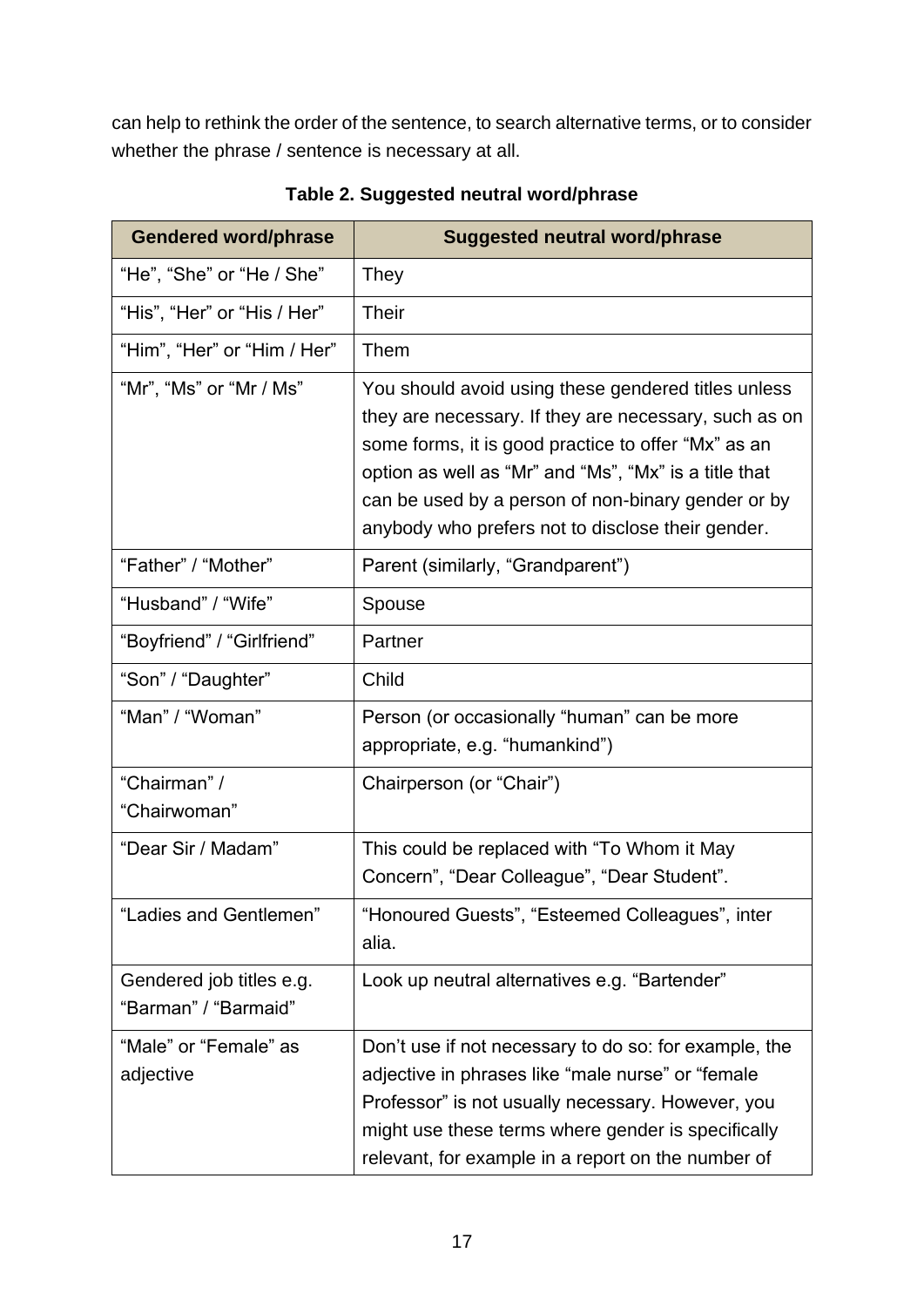can help to rethink the order of the sentence, to search alternative terms, or to consider whether the phrase / sentence is necessary at all.

**Table 2. Suggested neutral word/phrase**

| Gendered word/phrase | Suggested neutral word/phrase |
| --- | --- |
| “He”, “She” or “He / She” | They |
| “His”, “Her” or “His / Her” | Their |
| “Him”, “Her” or “Him / Her” | Them |
| “Mr”, “Ms” or “Mr / Ms” | You should avoid using these gendered titles unless they are necessary. If they are necessary, such as on some forms, it is good practice to offer “Mx” as an option as well as “Mr” and “Ms”, “Mx” is a title that can be used by a person of non-binary gender or by anybody who prefers not to disclose their gender. |
| “Father” / “Mother” | Parent (similarly, “Grandparent”) |
| “Husband” / “Wife” | Spouse |
| “Boyfriend” / “Girlfriend” | Partner |
| “Son” / “Daughter” | Child |
| “Man” / “Woman” | Person (or occasionally “human” can be more appropriate, e.g. “humankind”) |
| “Chairman” / “Chairwoman” | Chairperson (or “Chair”) |
| “Dear Sir / Madam” | This could be replaced with “To Whom it May Concern”, “Dear Colleague”, “Dear Student”. |
| “Ladies and Gentlemen” | “Honoured Guests”, “Esteemed Colleagues”, inter alia. |
| Gendered job titles e.g. “Barman” / “Barmaid” | Look up neutral alternatives e.g. “Bartender” |
| “Male” or “Female” as adjective | Don’t use if not necessary to do so: for example, the adjective in phrases like “male nurse” or “female Professor” is not usually necessary. However, you might use these terms where gender is specifically relevant, for example in a report on the number of |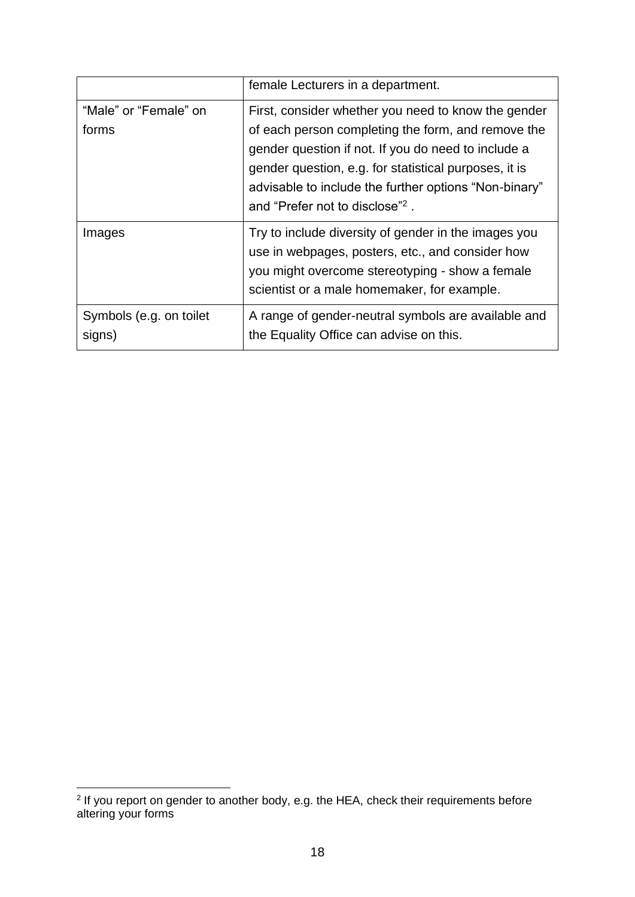| | |
|---|---|
| | female Lecturers in a department. |
| "Male" or "Female" on forms | First, consider whether you need to know the gender of each person completing the form, and remove the gender question if not. If you do need to include a gender question, e.g. for statistical purposes, it is advisable to include the further options "Non-binary" and "Prefer not to disclose"[2] . |
| Images | Try to include diversity of gender in the images you use in webpages, posters, etc., and consider how you might overcome stereotyping - show a female scientist or a male homemaker, for example. |
| Symbols (e.g. on toilet signs) | A range of gender-neutral symbols are available and the Equality Office can advise on this. |

[2] If you report on gender to another body, e.g. the HEA, check their requirements before altering your forms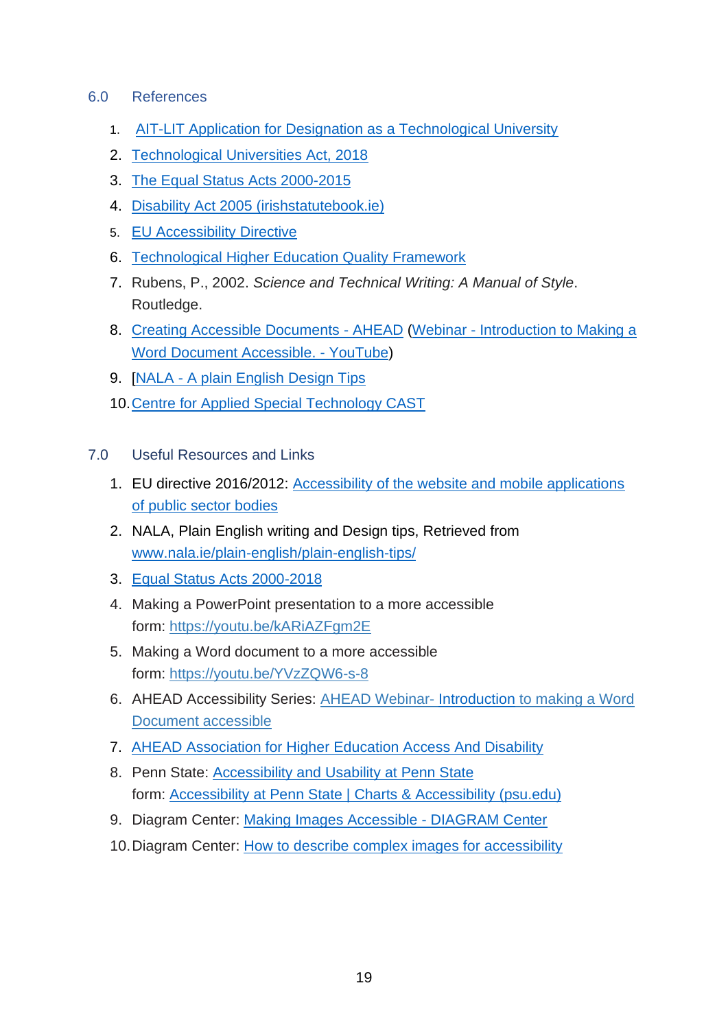## 6.0 References

1. AIT-LIT Application for Designation as a Technological University
2. Technological Universities Act, 2018
3. The Equal Status Acts 2000-2015
4. Disability Act 2005 (irishstatutebook.ie)
5. EU Accessibility Directive
6. Technological Higher Education Quality Framework
7. Rubens, P., 2002. *Science and Technical Writing: A Manual of Style*. Routledge.
8. Creating Accessible Documents - AHEAD (Webinar - Introduction to Making a Word Document Accessible. - YouTube)
9. [NALA - A plain English Design Tips
10. Centre for Applied Special Technology CAST

## 7.0 Useful Resources and Links

1. EU directive 2016/2012: Accessibility of the website and mobile applications of public sector bodies
2. NALA, Plain English writing and Design tips, Retrieved from www.nala.ie/plain-english/plain-english-tips/
3. Equal Status Acts 2000-2018
4. Making a PowerPoint presentation to a more accessible form: https://youtu.be/kARiAZFgm2E
5. Making a Word document to a more accessible form: https://youtu.be/YVzZQW6-s-8
6. AHEAD Accessibility Series: AHEAD Webinar- Introduction to making a Word Document accessible
7. AHEAD Association for Higher Education Access And Disability
8. Penn State: Accessibility and Usability at Penn State form: Accessibility at Penn State | Charts & Accessibility (psu.edu)
9. Diagram Center: Making Images Accessible - DIAGRAM Center
10. Diagram Center: How to describe complex images for accessibility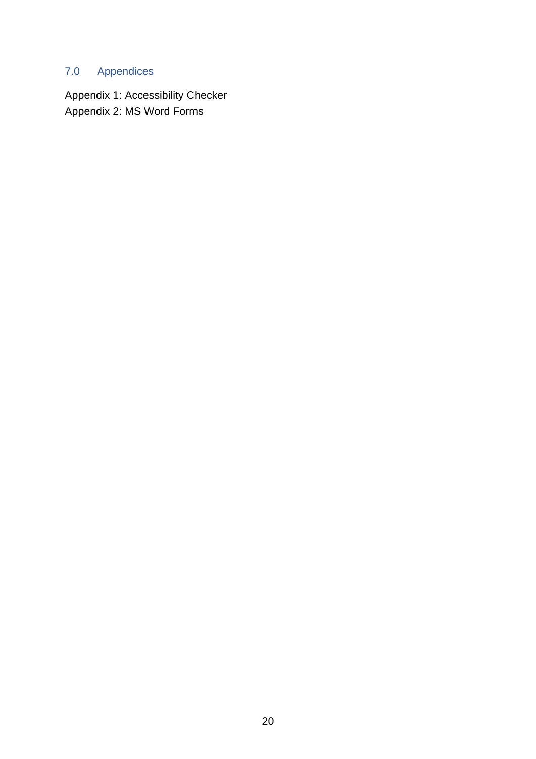## 7.0 Appendices

Appendix 1: Accessibility Checker
Appendix 2: MS Word Forms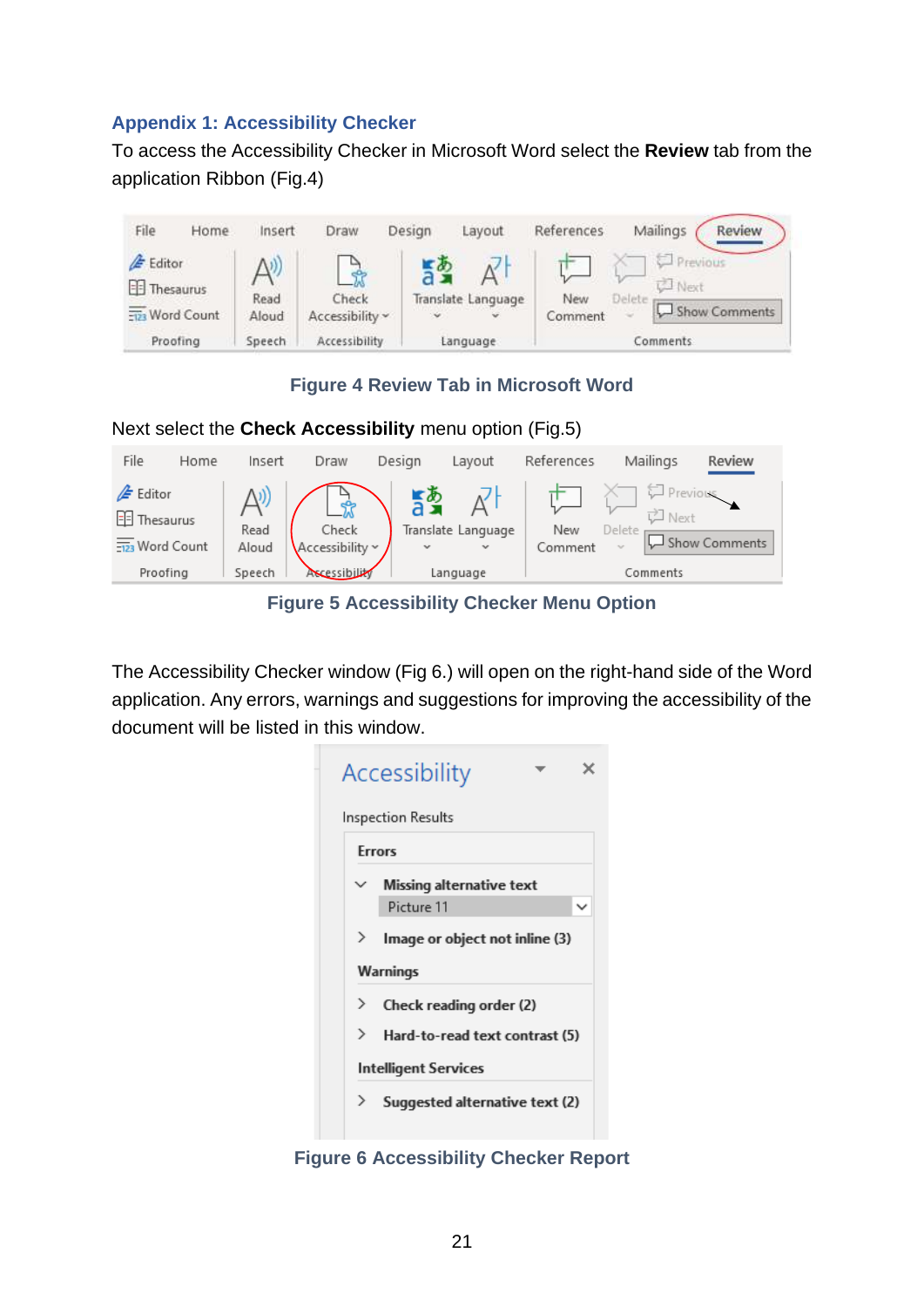## Appendix 1: Accessibility Checker

To access the Accessibility Checker in Microsoft Word select the **Review** tab from the application Ribbon (Fig.4)

**Figure 4 Review Tab in Microsoft Word**

Next select the **Check Accessibility** menu option (Fig.5)

**Figure 5 Accessibility Checker Menu Option**

The Accessibility Checker window (Fig 6.) will open on the right-hand side of the Word application. Any errors, warnings and suggestions for improving the accessibility of the document will be listed in this window.

**Figure 6 Accessibility Checker Report**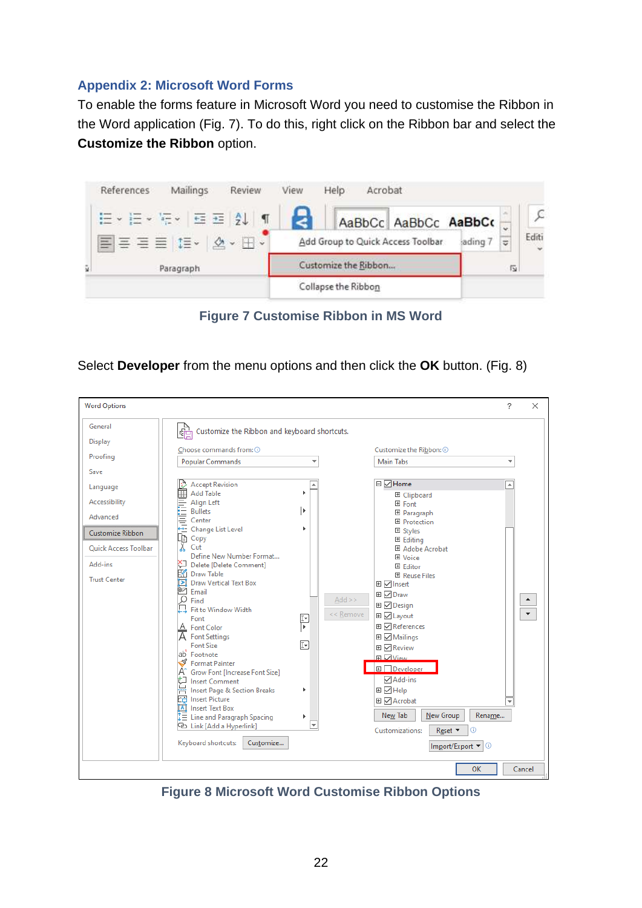## Appendix 2: Microsoft Word Forms

To enable the forms feature in Microsoft Word you need to customise the Ribbon in the Word application (Fig. 7). To do this, right click on the Ribbon bar and select the **Customize the Ribbon** option.

Figure 7 Customise Ribbon in MS Word

Select **Developer** from the menu options and then click the **OK** button. (Fig. 8)

Figure 8 Microsoft Word Customise Ribbon Options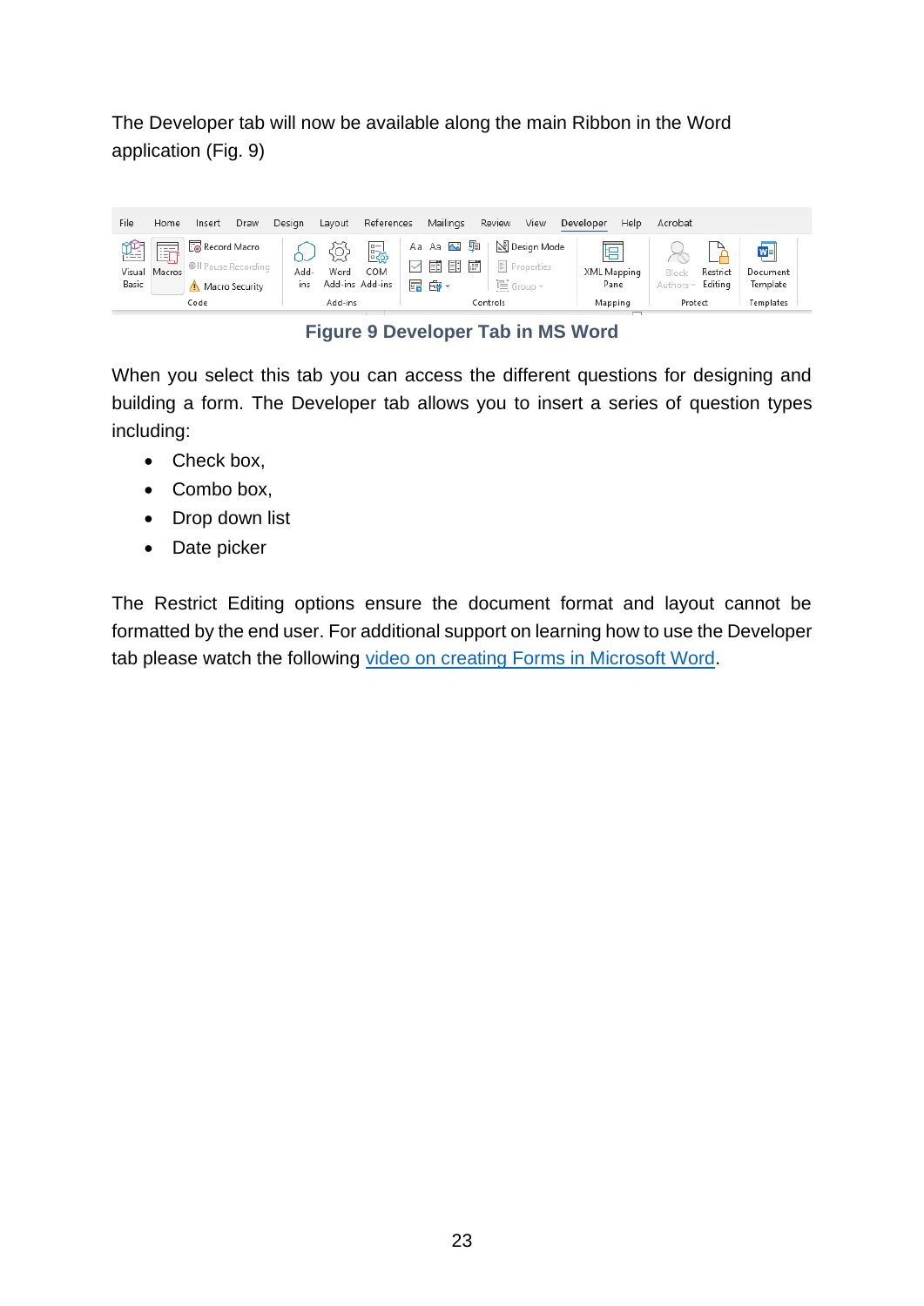The Developer tab will now be available along the main Ribbon in the Word application (Fig. 9)

File Home Insert Draw Design Layout References Mailings Review View Developer Help Acrobat

Visual Basic Macros Record Macro Pause Recording Macro Security Code Add-ins Word Add-ins COM Add-ins Add-ins Design Mode Properties Group Controls XML Mapping Pane Mapping Block Authors Restrict Editing Protect Document Template Templates

**Figure 9 Developer Tab in MS Word**

When you select this tab you can access the different questions for designing and building a form. The Developer tab allows you to insert a series of question types including:

- Check box,
- Combo box,
- Drop down list
- Date picker

The Restrict Editing options ensure the document format and layout cannot be formatted by the end user. For additional support on learning how to use the Developer tab please watch the following video on creating Forms in Microsoft Word.